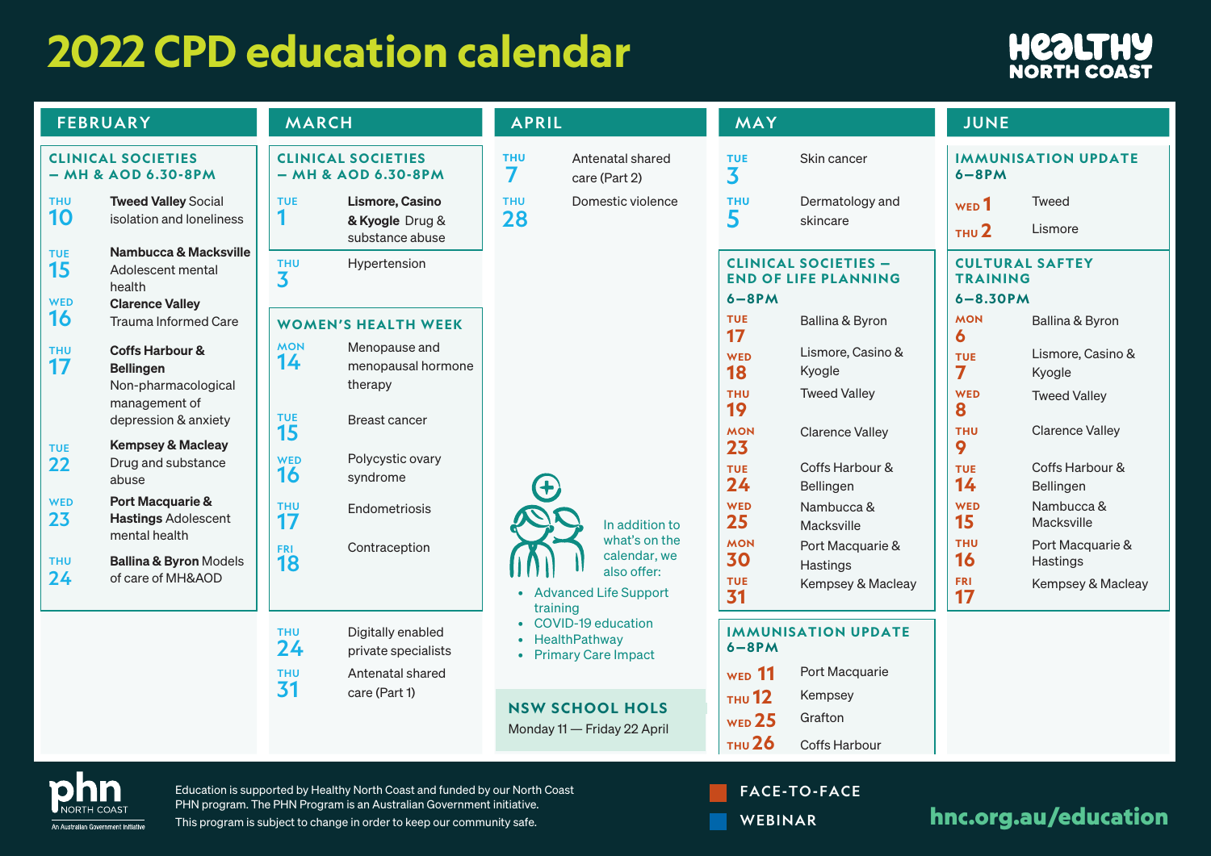# 2022 CPD education calendar

HEALTHY NORTH COAST

## FEBRUARY

### CLINICAL SOCIETIES – MH & AOD 6.30-8PM

- **THU 10** — **Tweed Valley** Social isolation and loneliness
- **TUE 15** — **Nambucca & Macksville** Adolescent mental health
- **WED 16** — **Clarence Valley** Trauma Informed Care
- **THU 17** — **Coffs Harbour & Bellingen** Non-pharmacological management of depression & anxiety
- **TUE 22** — **Kempsey & Macleay** Drug and substance abuse
- **WED 23** — **Port Macquarie & Hastings** Adolescent mental health
- **THU 24** — **Ballina & Byron** Models of care of MH&AOD

## MARCH

### CLINICAL SOCIETIES – MH & AOD 6.30-8PM

- **TUE 1** — **Lismore, Casino & Kyogle** Drug & substance abuse

- **THU 3** — Hypertension

### WOMEN'S HEALTH WEEK

- **MON 14** — Menopause and menopausal hormone therapy
- **TUE 15** — Breast cancer
- **WED 16** — Polycystic ovary syndrome
- **THU 17** — Endometriosis
- **FRI 18** — Contraception

- **THU 24** — Digitally enabled private specialists
- **THU 31** — Antenatal shared care (Part 1)

## APRIL

- **THU 7** — Antenatal shared care (Part 2)
- **THU 28** — Domestic violence

In addition to what's on the calendar, we also offer:

- Advanced Life Support training
- COVID-19 education
- HealthPathway
- Primary Care Impact

### NSW SCHOOL HOLS

Monday 11 — Friday 22 April

## MAY

- **TUE 3** — Skin cancer
- **THU 5** — Dermatology and skincare

### CLINICAL SOCIETIES – END OF LIFE PLANNING 6–8PM

- **TUE 17** — Ballina & Byron
- **WED 18** — Lismore, Casino & Kyogle
- **THU 19** — Tweed Valley
- **MON 23** — Clarence Valley
- **TUE 24** — Coffs Harbour & Bellingen
- **WED 25** — Nambucca & Macksville
- **MON 30** — Port Macquarie & Hastings
- **TUE 31** — Kempsey & Macleay

### IMMUNISATION UPDATE 6–8PM

- **WED 11** — Port Macquarie
- **THU 12** — Kempsey
- **WED 25** — Grafton
- **THU 26** — Coffs Harbour

## JUNE

### IMMUNISATION UPDATE 6–8PM

- **WED 1** — Tweed
- **THU 2** — Lismore

### CULTURAL SAFTEY TRAINING 6–8.30PM

- **MON 6** — Ballina & Byron
- **TUE 7** — Lismore, Casino & Kyogle
- **WED 8** — Tweed Valley
- **THU 9** — Clarence Valley
- **TUE 14** — Coffs Harbour & Bellingen
- **WED 15** — Nambucca & Macksville
- **THU 16** — Port Macquarie & Hastings
- **FRI 17** — Kempsey & Macleay

---

phn NORTH COAST — An Australian Government Initiative

Education is supported by Healthy North Coast and funded by our North Coast PHN program. The PHN Program is an Australian Government initiative.
This program is subject to change in order to keep our community safe.

FACE-TO-FACE

WEBINAR

hnc.org.au/education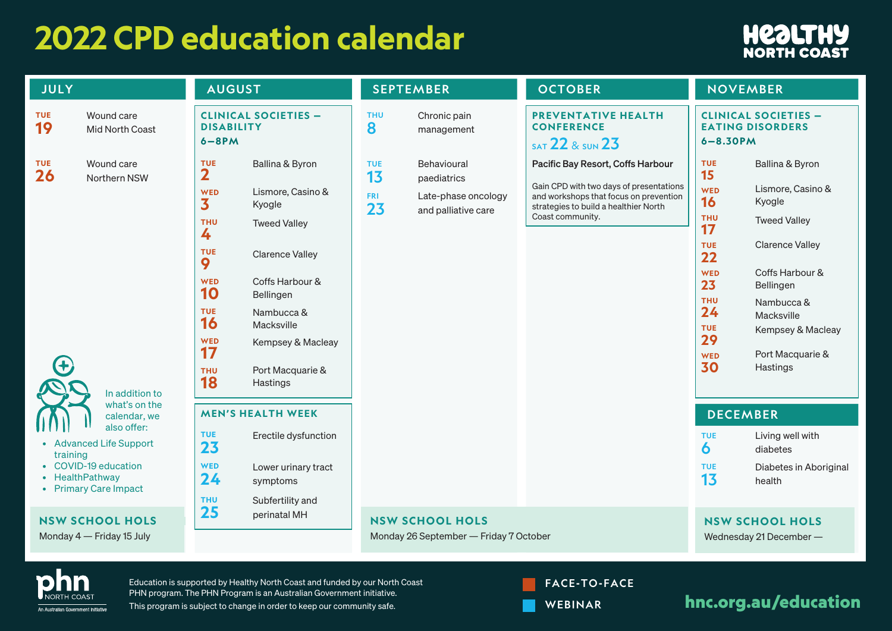# 2022 CPD education calendar

HEALTHY NORTH COAST

## JULY

| | |
|---|---|
| TUE 19 | Wound care Mid North Coast |
| TUE 26 | Wound care Northern NSW |

In addition to what's on the calendar, we also offer:

- Advanced Life Support training
- COVID-19 education
- HealthPathway
- Primary Care Impact

**NSW SCHOOL HOLS**
Monday 4 — Friday 15 July

## AUGUST

### CLINICAL SOCIETIES – DISABILITY
**6–8PM**

| | |
|---|---|
| TUE 2 | Ballina & Byron |
| WED 3 | Lismore, Casino & Kyogle |
| THU 4 | Tweed Valley |
| TUE 9 | Clarence Valley |
| WED 10 | Coffs Harbour & Bellingen |
| TUE 16 | Nambucca & Macksville |
| WED 17 | Kempsey & Macleay |
| THU 18 | Port Macquarie & Hastings |

### MEN'S HEALTH WEEK

| | |
|---|---|
| TUE 23 | Erectile dysfunction |
| WED 24 | Lower urinary tract symptoms |
| THU 25 | Subfertility and perinatal MH |

## SEPTEMBER

| | |
|---|---|
| THU 8 | Chronic pain management |
| TUE 13 | Behavioural paediatrics |
| FRI 23 | Late-phase oncology and palliative care |

**NSW SCHOOL HOLS**
Monday 26 September — Friday 7 October

## OCTOBER

### PREVENTATIVE HEALTH CONFERENCE
SAT 22 & SUN 23

**Pacific Bay Resort, Coffs Harbour**

Gain CPD with two days of presentations and workshops that focus on prevention strategies to build a healthier North Coast community.

## NOVEMBER

### CLINICAL SOCIETIES – EATING DISORDERS
**6–8.30PM**

| | |
|---|---|
| TUE 15 | Ballina & Byron |
| WED 16 | Lismore, Casino & Kyogle |
| THU 17 | Tweed Valley |
| TUE 22 | Clarence Valley |
| WED 23 | Coffs Harbour & Bellingen |
| THU 24 | Nambucca & Macksville |
| TUE 29 | Kempsey & Macleay |
| WED 30 | Port Macquarie & Hastings |

## DECEMBER

| | |
|---|---|
| TUE 6 | Living well with diabetes |
| TUE 13 | Diabetes in Aboriginal health |

**NSW SCHOOL HOLS**
Wednesday 21 December —

---

phn NORTH COAST — An Australian Government Initiative

Education is supported by Healthy North Coast and funded by our North Coast PHN program. The PHN Program is an Australian Government initiative.
This program is subject to change in order to keep our community safe.

FACE-TO-FACE
WEBINAR

hnc.org.au/education